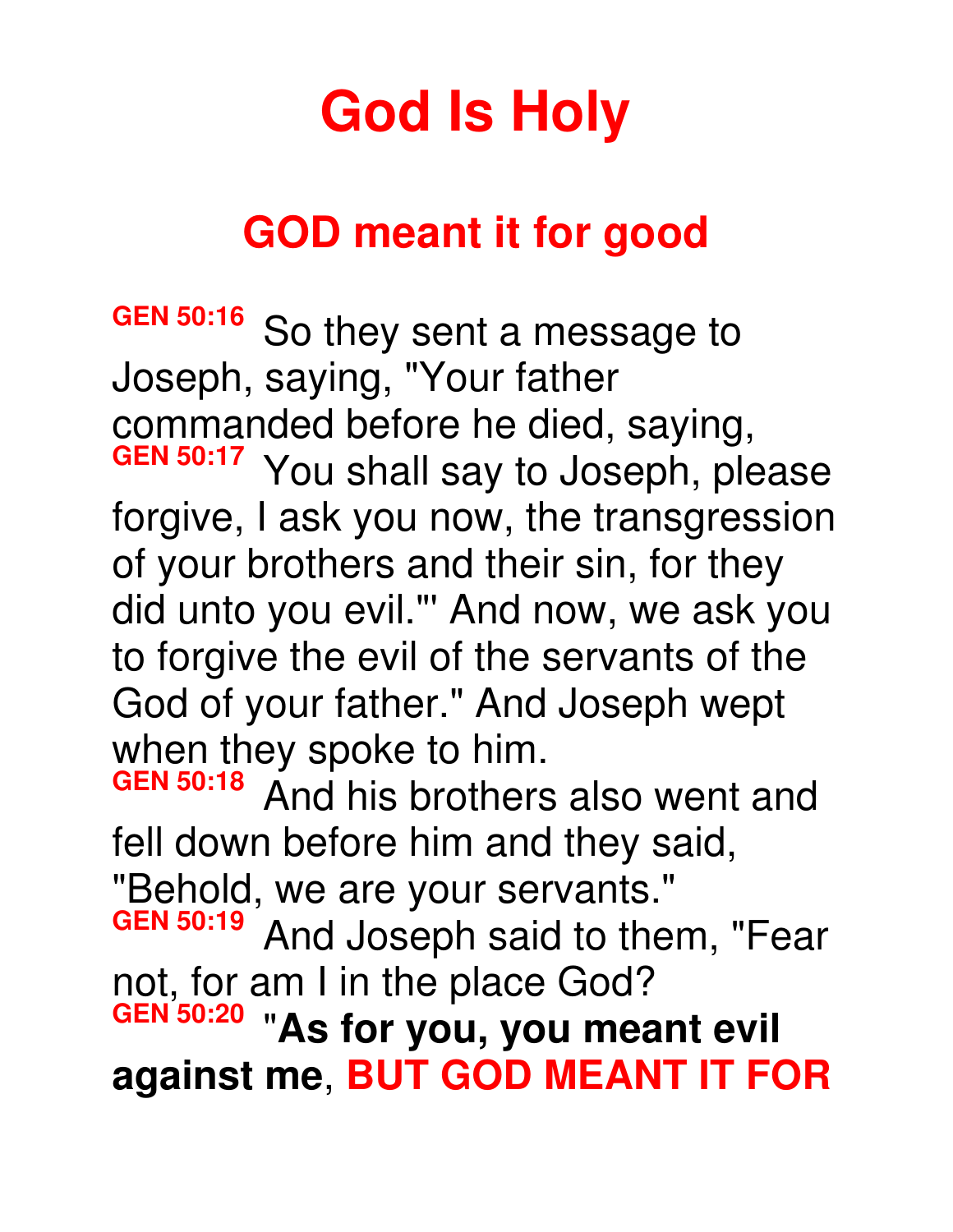# God Is Holy

## GOD meant it for good

**GEN 50:16** So they sent a message to Joseph, saying, "Your father commanded before he died, saying,
**GEN 50:17** You shall say to Joseph, please forgive, I ask you now, the transgression of your brothers and their sin, for they did unto you evil."' And now, we ask you to forgive the evil of the servants of the God of your father." And Joseph wept when they spoke to him.
**GEN 50:18** And his brothers also went and fell down before him and they said, "Behold, we are your servants."
**GEN 50:19** And Joseph said to them, "Fear not, for am I in the place God?
**GEN 50:20** "**As for you, you meant evil against me**, **BUT GOD MEANT IT FOR**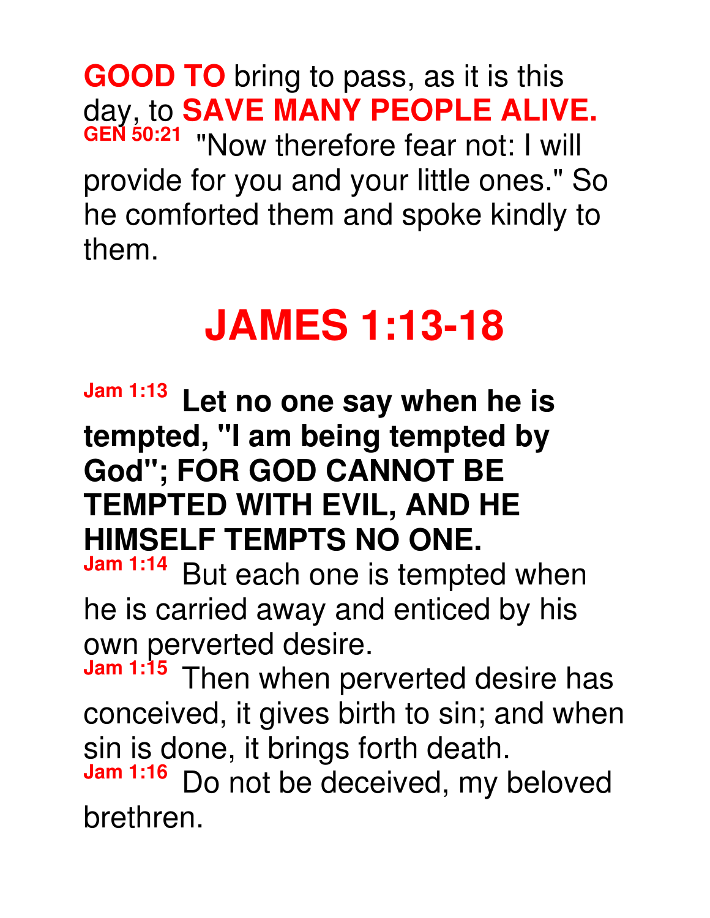**GOOD TO** bring to pass, as it is this day, to **SAVE MANY PEOPLE ALIVE.**
**GEN 50:21** "Now therefore fear not: I will provide for you and your little ones." So he comforted them and spoke kindly to them.

# JAMES 1:13-18

**Jam 1:13** **Let no one say when he is tempted, "I am being tempted by God"; FOR GOD CANNOT BE TEMPTED WITH EVIL, AND HE HIMSELF TEMPTS NO ONE.**
**Jam 1:14** But each one is tempted when he is carried away and enticed by his own perverted desire.
**Jam 1:15** Then when perverted desire has conceived, it gives birth to sin; and when sin is done, it brings forth death.
**Jam 1:16** Do not be deceived, my beloved brethren.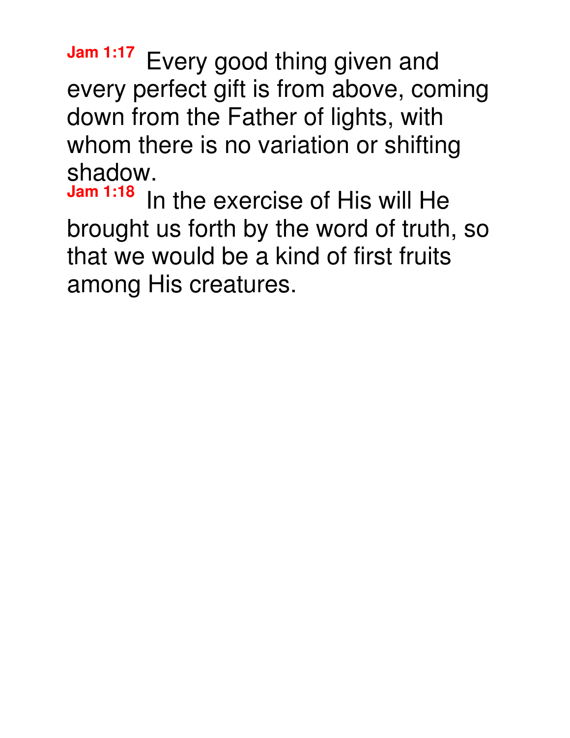**Jam 1:17** Every good thing given and every perfect gift is from above, coming down from the Father of lights, with whom there is no variation or shifting shadow.

**Jam 1:18** In the exercise of His will He brought us forth by the word of truth, so that we would be a kind of first fruits among His creatures.